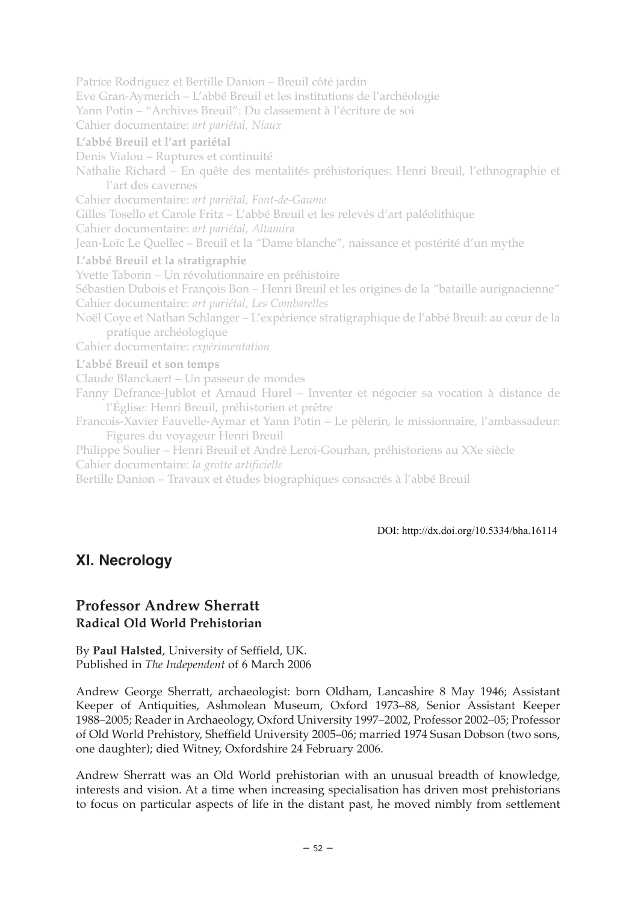Patrice Rodriguez et Bertille Danion – Breuil côté jardin
Eve Gran-Aymerich – L'abbé Breuil et les institutions de l'archéologie
Yann Potin – "Archives Breuil": Du classement à l'écriture de soi
Cahier documentaire: *art pariétal, Niaux*

**L'abbé Breuil et l'art pariétal**

Denis Vialou – Ruptures et continuité
Nathalie Richard – En quête des mentalités préhistoriques: Henri Breuil, l'ethnographie et l'art des cavernes
Cahier documentaire: *art pariétal, Font-de-Gaume*
Gilles Tosello et Carole Fritz – L'abbé Breuil et les relevés d'art paléolithique
Cahier documentaire: *art pariétal, Altamira*
Jean-Loïc Le Quellec – Breuil et la "Dame blanche", naissance et postérité d'un mythe

**L'abbé Breuil et la stratigraphie**

Yvette Taborin – Un révolutionnaire en préhistoire
Sébastien Dubois et François Bon – Henri Breuil et les origines de la "bataille aurignacienne"
Cahier documentaire: *art pariétal, Les Combarelles*
Noël Coye et Nathan Schlanger – L'expérience stratigraphique de l'abbé Breuil: au cœur de la pratique archéologique
Cahier documentaire: *expérimentation*

**L'abbé Breuil et son temps**

Claude Blanckaert – Un passeur de mondes
Fanny Defrance-Jublot et Arnaud Hurel – Inventer et négocier sa vocation à distance de l'Église: Henri Breuil, préhistorien et prêtre
Francois-Xavier Fauvelle-Aymar et Yann Potin – Le pèlerin, le missionnaire, l'ambassadeur: Figures du voyageur Henri Breuil
Philippe Soulier – Henri Breuil et André Leroi-Gourhan, préhistoriens au XXe siècle
Cahier documentaire: *la grotte artificielle*
Bertille Danion – Travaux et études biographiques consacrés à l'abbé Breuil

DOI: http://dx.doi.org/10.5334/bha.16114

## XI. Necrology

### Professor Andrew Sherratt
**Radical Old World Prehistorian**

By **Paul Halsted**, University of Seffield, UK.
Published in *The Independent* of 6 March 2006

Andrew George Sherratt, archaeologist: born Oldham, Lancashire 8 May 1946; Assistant Keeper of Antiquities, Ashmolean Museum, Oxford 1973–88, Senior Assistant Keeper 1988–2005; Reader in Archaeology, Oxford University 1997–2002, Professor 2002–05; Professor of Old World Prehistory, Sheffield University 2005–06; married 1974 Susan Dobson (two sons, one daughter); died Witney, Oxfordshire 24 February 2006.

Andrew Sherratt was an Old World prehistorian with an unusual breadth of knowledge, interests and vision. At a time when increasing specialisation has driven most prehistorians to focus on particular aspects of life in the distant past, he moved nimbly from settlement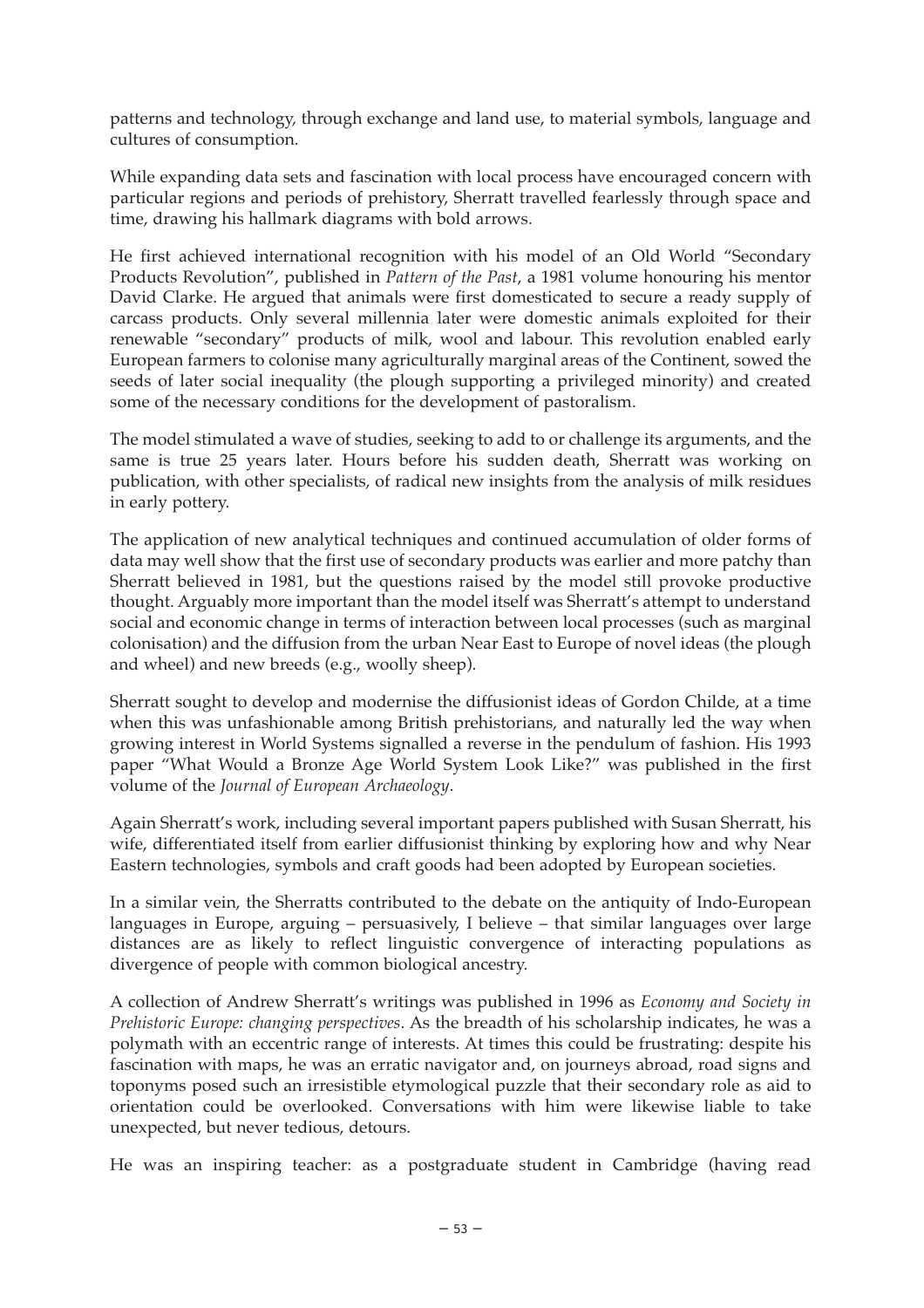patterns and technology, through exchange and land use, to material symbols, language and cultures of consumption.

While expanding data sets and fascination with local process have encouraged concern with particular regions and periods of prehistory, Sherratt travelled fearlessly through space and time, drawing his hallmark diagrams with bold arrows.

He first achieved international recognition with his model of an Old World "Secondary Products Revolution", published in *Pattern of the Past*, a 1981 volume honouring his mentor David Clarke. He argued that animals were first domesticated to secure a ready supply of carcass products. Only several millennia later were domestic animals exploited for their renewable "secondary" products of milk, wool and labour. This revolution enabled early European farmers to colonise many agriculturally marginal areas of the Continent, sowed the seeds of later social inequality (the plough supporting a privileged minority) and created some of the necessary conditions for the development of pastoralism.

The model stimulated a wave of studies, seeking to add to or challenge its arguments, and the same is true 25 years later. Hours before his sudden death, Sherratt was working on publication, with other specialists, of radical new insights from the analysis of milk residues in early pottery.

The application of new analytical techniques and continued accumulation of older forms of data may well show that the first use of secondary products was earlier and more patchy than Sherratt believed in 1981, but the questions raised by the model still provoke productive thought. Arguably more important than the model itself was Sherratt's attempt to understand social and economic change in terms of interaction between local processes (such as marginal colonisation) and the diffusion from the urban Near East to Europe of novel ideas (the plough and wheel) and new breeds (e.g., woolly sheep).

Sherratt sought to develop and modernise the diffusionist ideas of Gordon Childe, at a time when this was unfashionable among British prehistorians, and naturally led the way when growing interest in World Systems signalled a reverse in the pendulum of fashion. His 1993 paper "What Would a Bronze Age World System Look Like?" was published in the first volume of the *Journal of European Archaeology*.

Again Sherratt's work, including several important papers published with Susan Sherratt, his wife, differentiated itself from earlier diffusionist thinking by exploring how and why Near Eastern technologies, symbols and craft goods had been adopted by European societies.

In a similar vein, the Sherratts contributed to the debate on the antiquity of Indo-European languages in Europe, arguing – persuasively, I believe – that similar languages over large distances are as likely to reflect linguistic convergence of interacting populations as divergence of people with common biological ancestry.

A collection of Andrew Sherratt's writings was published in 1996 as *Economy and Society in Prehistoric Europe: changing perspectives*. As the breadth of his scholarship indicates, he was a polymath with an eccentric range of interests. At times this could be frustrating: despite his fascination with maps, he was an erratic navigator and, on journeys abroad, road signs and toponyms posed such an irresistible etymological puzzle that their secondary role as aid to orientation could be overlooked. Conversations with him were likewise liable to take unexpected, but never tedious, detours.

He was an inspiring teacher: as a postgraduate student in Cambridge (having read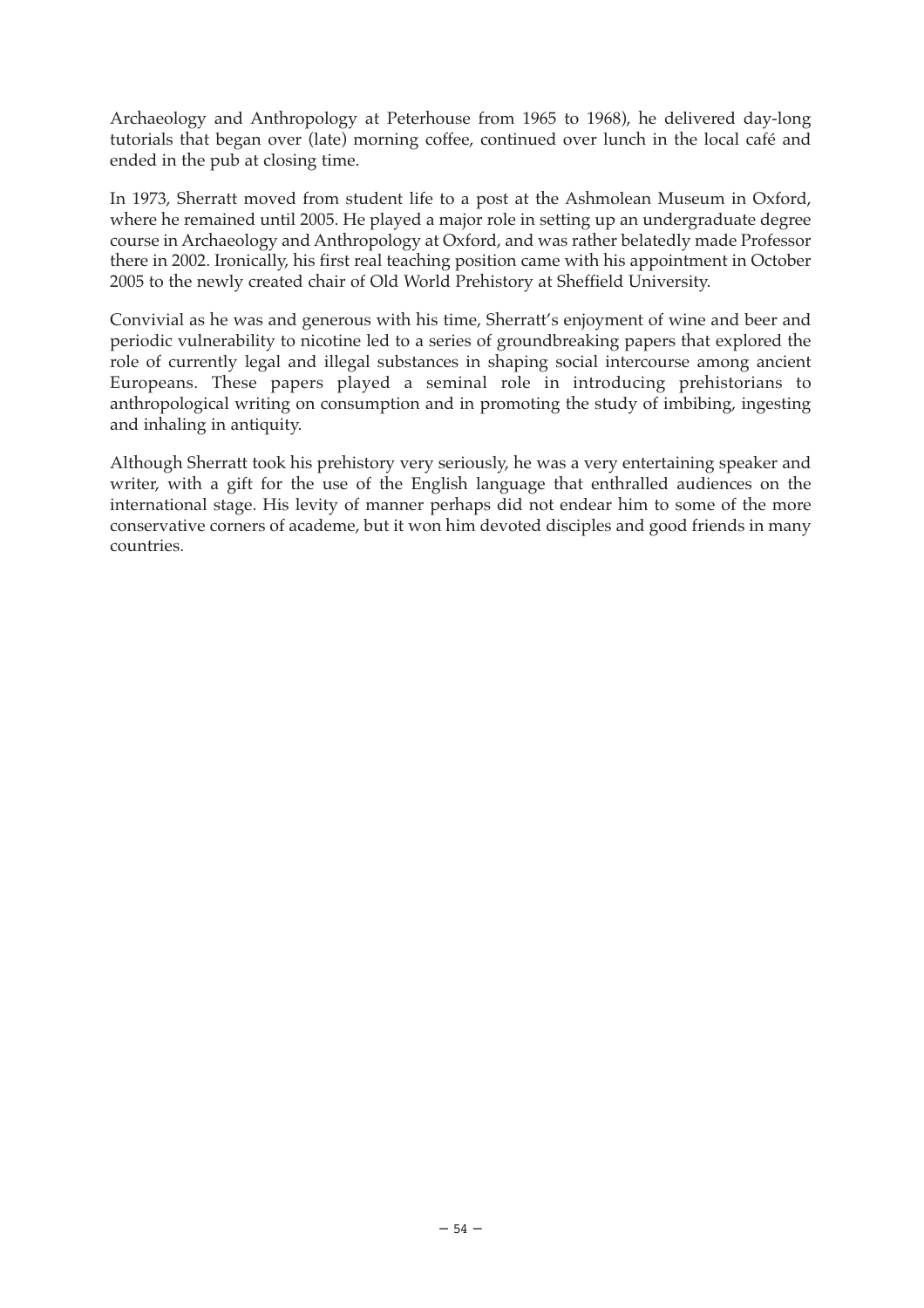Archaeology and Anthropology at Peterhouse from 1965 to 1968), he delivered day-long tutorials that began over (late) morning coffee, continued over lunch in the local café and ended in the pub at closing time.

In 1973, Sherratt moved from student life to a post at the Ashmolean Museum in Oxford, where he remained until 2005. He played a major role in setting up an undergraduate degree course in Archaeology and Anthropology at Oxford, and was rather belatedly made Professor there in 2002. Ironically, his first real teaching position came with his appointment in October 2005 to the newly created chair of Old World Prehistory at Sheffield University.

Convivial as he was and generous with his time, Sherratt's enjoyment of wine and beer and periodic vulnerability to nicotine led to a series of groundbreaking papers that explored the role of currently legal and illegal substances in shaping social intercourse among ancient Europeans. These papers played a seminal role in introducing prehistorians to anthropological writing on consumption and in promoting the study of imbibing, ingesting and inhaling in antiquity.

Although Sherratt took his prehistory very seriously, he was a very entertaining speaker and writer, with a gift for the use of the English language that enthralled audiences on the international stage. His levity of manner perhaps did not endear him to some of the more conservative corners of academe, but it won him devoted disciples and good friends in many countries.